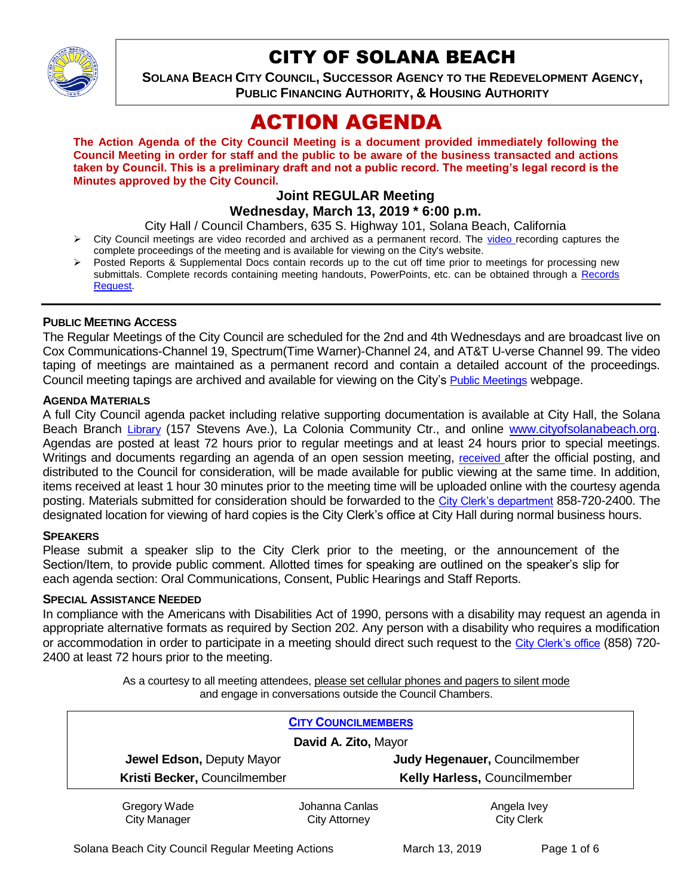# CITY OF SOLANA BEACH

**SOLANA BEACH CITY COUNCIL, SUCCESSOR AGENCY TO THE REDEVELOPMENT AGENCY, PUBLIC FINANCING AUTHORITY, & HOUSING AUTHORITY**

# ACTION AGENDA

**The Action Agenda of the City Council Meeting is a document provided immediately following the Council Meeting in order for staff and the public to be aware of the business transacted and actions taken by Council. This is a preliminary draft and not a public record. The meeting's legal record is the Minutes approved by the City Council.**

**Joint REGULAR Meeting**
**Wednesday, March 13, 2019 * 6:00 p.m.**

City Hall / Council Chambers, 635 S. Highway 101, Solana Beach, California

- City Council meetings are video recorded and archived as a permanent record. The video recording captures the complete proceedings of the meeting and is available for viewing on the City's website.
- Posted Reports & Supplemental Docs contain records up to the cut off time prior to meetings for processing new submittals. Complete records containing meeting handouts, PowerPoints, etc. can be obtained through a Records Request.

---

**PUBLIC MEETING ACCESS**

The Regular Meetings of the City Council are scheduled for the 2nd and 4th Wednesdays and are broadcast live on Cox Communications-Channel 19, Spectrum(Time Warner)-Channel 24, and AT&T U-verse Channel 99. The video taping of meetings are maintained as a permanent record and contain a detailed account of the proceedings. Council meeting tapings are archived and available for viewing on the City's Public Meetings webpage.

**AGENDA MATERIALS**

A full City Council agenda packet including relative supporting documentation is available at City Hall, the Solana Beach Branch Library (157 Stevens Ave.), La Colonia Community Ctr., and online www.cityofsolanabeach.org. Agendas are posted at least 72 hours prior to regular meetings and at least 24 hours prior to special meetings. Writings and documents regarding an agenda of an open session meeting, received after the official posting, and distributed to the Council for consideration, will be made available for public viewing at the same time. In addition, items received at least 1 hour 30 minutes prior to the meeting time will be uploaded online with the courtesy agenda posting. Materials submitted for consideration should be forwarded to the City Clerk's department 858-720-2400. The designated location for viewing of hard copies is the City Clerk's office at City Hall during normal business hours.

**SPEAKERS**

Please submit a speaker slip to the City Clerk prior to the meeting, or the announcement of the Section/Item, to provide public comment. Allotted times for speaking are outlined on the speaker's slip for each agenda section: Oral Communications, Consent, Public Hearings and Staff Reports.

**SPECIAL ASSISTANCE NEEDED**

In compliance with the Americans with Disabilities Act of 1990, persons with a disability may request an agenda in appropriate alternative formats as required by Section 202. Any person with a disability who requires a modification or accommodation in order to participate in a meeting should direct such request to the City Clerk's office (858) 720-2400 at least 72 hours prior to the meeting.

As a courtesy to all meeting attendees, please set cellular phones and pagers to silent mode and engage in conversations outside the Council Chambers.

**CITY COUNCILMEMBERS**

**David A. Zito,** Mayor

| | |
|---|---|
| **Jewel Edson,** Deputy Mayor | **Judy Hegenauer,** Councilmember |
| **Kristi Becker,** Councilmember | **Kelly Harless,** Councilmember |

| | | |
|---|---|---|
| Gregory Wade<br>City Manager | Johanna Canlas<br>City Attorney | Angela Ivey<br>City Clerk |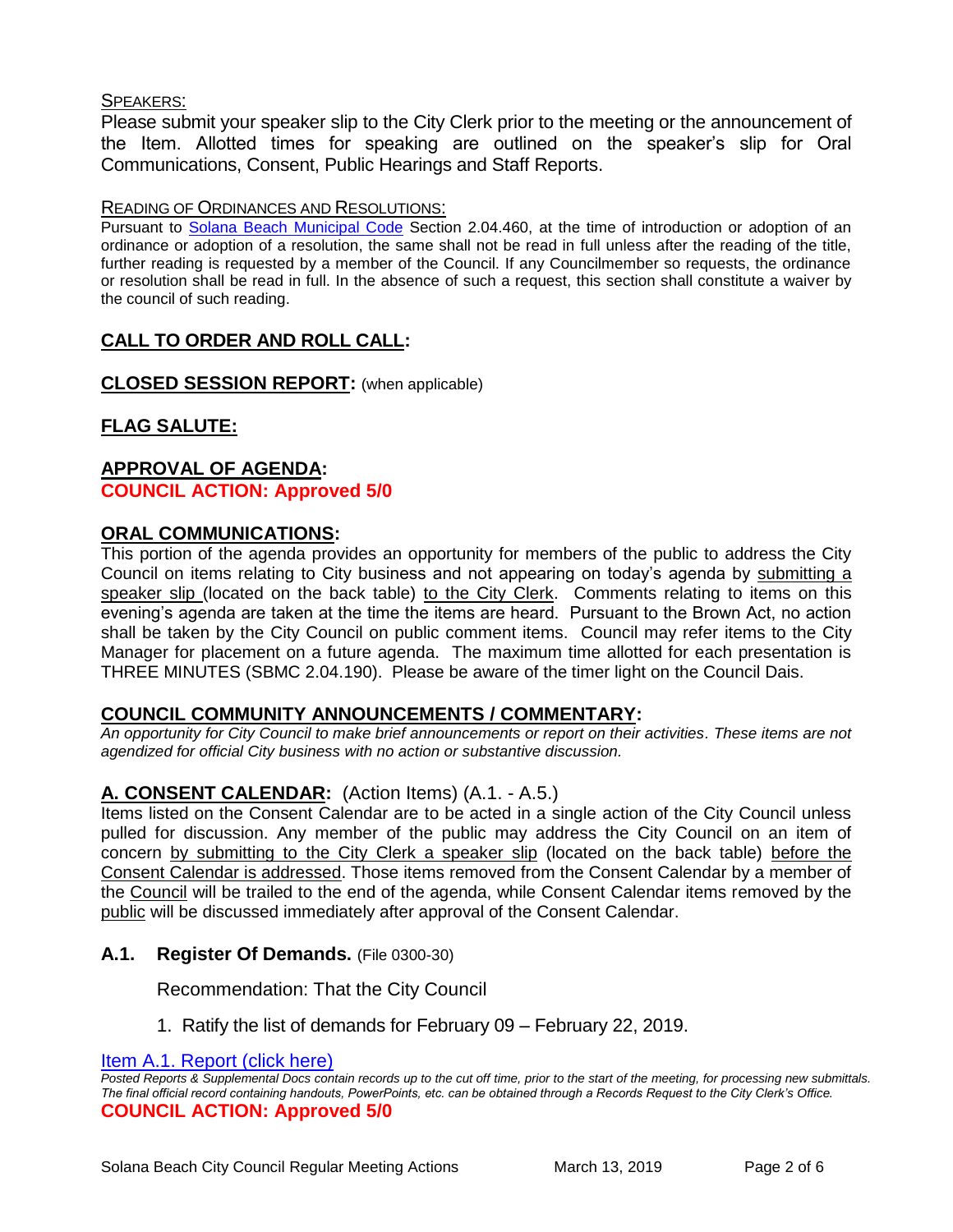SPEAKERS:

Please submit your speaker slip to the City Clerk prior to the meeting or the announcement of the Item. Allotted times for speaking are outlined on the speaker's slip for Oral Communications, Consent, Public Hearings and Staff Reports.

READING OF ORDINANCES AND RESOLUTIONS:

Pursuant to Solana Beach Municipal Code Section 2.04.460, at the time of introduction or adoption of an ordinance or adoption of a resolution, the same shall not be read in full unless after the reading of the title, further reading is requested by a member of the Council. If any Councilmember so requests, the ordinance or resolution shall be read in full. In the absence of such a request, this section shall constitute a waiver by the council of such reading.

## CALL TO ORDER AND ROLL CALL:

## CLOSED SESSION REPORT: (when applicable)

## FLAG SALUTE:

## APPROVAL OF AGENDA:

**COUNCIL ACTION: Approved 5/0**

## ORAL COMMUNICATIONS:

This portion of the agenda provides an opportunity for members of the public to address the City Council on items relating to City business and not appearing on today's agenda by submitting a speaker slip (located on the back table) to the City Clerk. Comments relating to items on this evening's agenda are taken at the time the items are heard. Pursuant to the Brown Act, no action shall be taken by the City Council on public comment items. Council may refer items to the City Manager for placement on a future agenda. The maximum time allotted for each presentation is THREE MINUTES (SBMC 2.04.190). Please be aware of the timer light on the Council Dais.

## COUNCIL COMMUNITY ANNOUNCEMENTS / COMMENTARY:

*An opportunity for City Council to make brief announcements or report on their activities. These items are not agendized for official City business with no action or substantive discussion.*

## A. CONSENT CALENDAR: (Action Items) (A.1. - A.5.)

Items listed on the Consent Calendar are to be acted in a single action of the City Council unless pulled for discussion. Any member of the public may address the City Council on an item of concern by submitting to the City Clerk a speaker slip (located on the back table) before the Consent Calendar is addressed. Those items removed from the Consent Calendar by a member of the Council will be trailed to the end of the agenda, while Consent Calendar items removed by the public will be discussed immediately after approval of the Consent Calendar.

### A.1. Register Of Demands. (File 0300-30)

Recommendation: That the City Council

1. Ratify the list of demands for February 09 – February 22, 2019.

Item A.1. Report (click here)

*Posted Reports & Supplemental Docs contain records up to the cut off time, prior to the start of the meeting, for processing new submittals. The final official record containing handouts, PowerPoints, etc. can be obtained through a Records Request to the City Clerk's Office.*

**COUNCIL ACTION: Approved 5/0**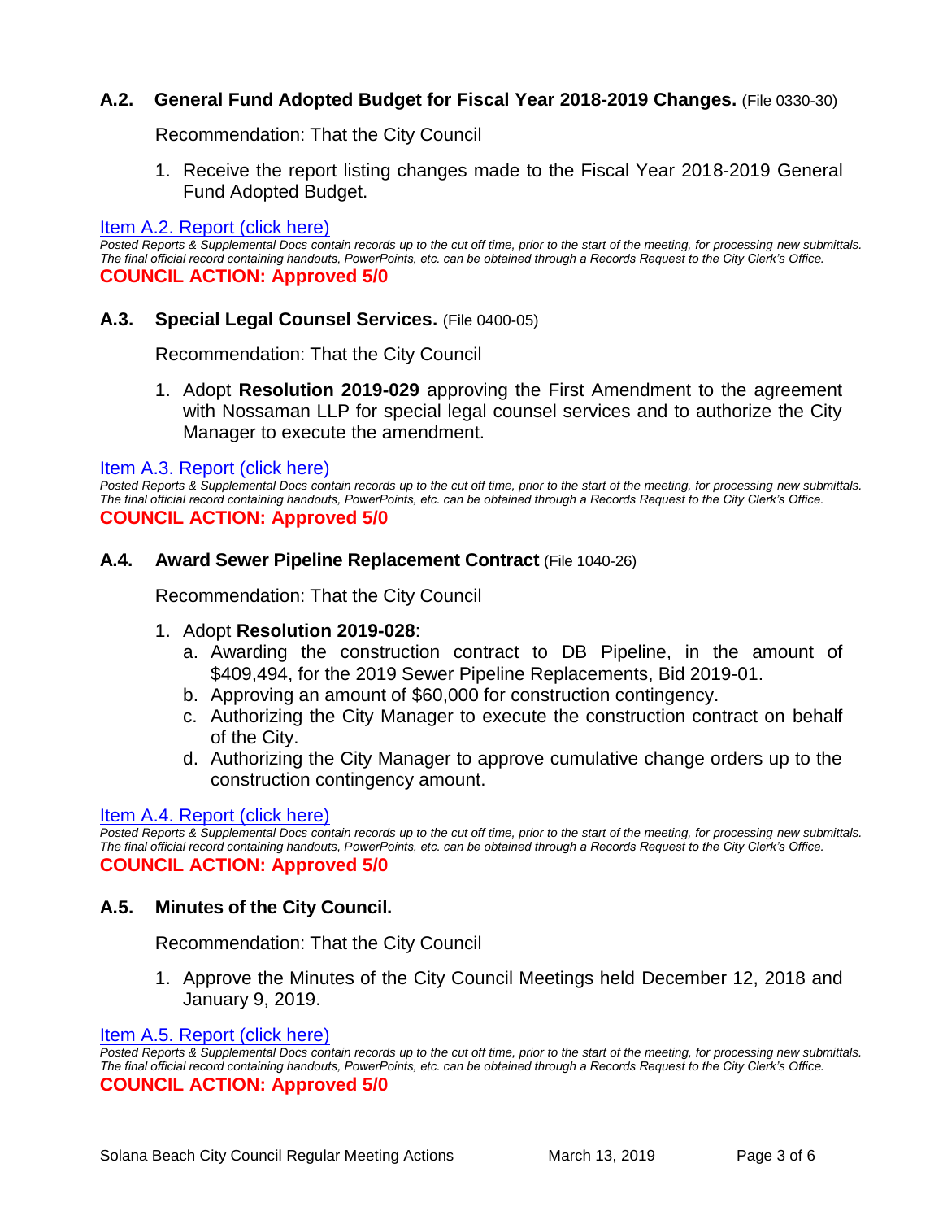### A.2. General Fund Adopted Budget for Fiscal Year 2018-2019 Changes. (File 0330-30)

Recommendation: That the City Council

1. Receive the report listing changes made to the Fiscal Year 2018-2019 General Fund Adopted Budget.

[Item A.2. Report (click here)]

*Posted Reports & Supplemental Docs contain records up to the cut off time, prior to the start of the meeting, for processing new submittals. The final official record containing handouts, PowerPoints, etc. can be obtained through a Records Request to the City Clerk's Office.*

**COUNCIL ACTION: Approved 5/0**

### A.3. Special Legal Counsel Services. (File 0400-05)

Recommendation: That the City Council

1. Adopt **Resolution 2019-029** approving the First Amendment to the agreement with Nossaman LLP for special legal counsel services and to authorize the City Manager to execute the amendment.

[Item A.3. Report (click here)]

*Posted Reports & Supplemental Docs contain records up to the cut off time, prior to the start of the meeting, for processing new submittals. The final official record containing handouts, PowerPoints, etc. can be obtained through a Records Request to the City Clerk's Office.*

**COUNCIL ACTION: Approved 5/0**

### A.4. Award Sewer Pipeline Replacement Contract (File 1040-26)

Recommendation: That the City Council

1. Adopt **Resolution 2019-028**:
   a. Awarding the construction contract to DB Pipeline, in the amount of $409,494, for the 2019 Sewer Pipeline Replacements, Bid 2019-01.
   b. Approving an amount of $60,000 for construction contingency.
   c. Authorizing the City Manager to execute the construction contract on behalf of the City.
   d. Authorizing the City Manager to approve cumulative change orders up to the construction contingency amount.

[Item A.4. Report (click here)]

*Posted Reports & Supplemental Docs contain records up to the cut off time, prior to the start of the meeting, for processing new submittals. The final official record containing handouts, PowerPoints, etc. can be obtained through a Records Request to the City Clerk's Office.*

**COUNCIL ACTION: Approved 5/0**

### A.5. Minutes of the City Council.

Recommendation: That the City Council

1. Approve the Minutes of the City Council Meetings held December 12, 2018 and January 9, 2019.

[Item A.5. Report (click here)]

*Posted Reports & Supplemental Docs contain records up to the cut off time, prior to the start of the meeting, for processing new submittals. The final official record containing handouts, PowerPoints, etc. can be obtained through a Records Request to the City Clerk's Office.*

**COUNCIL ACTION: Approved 5/0**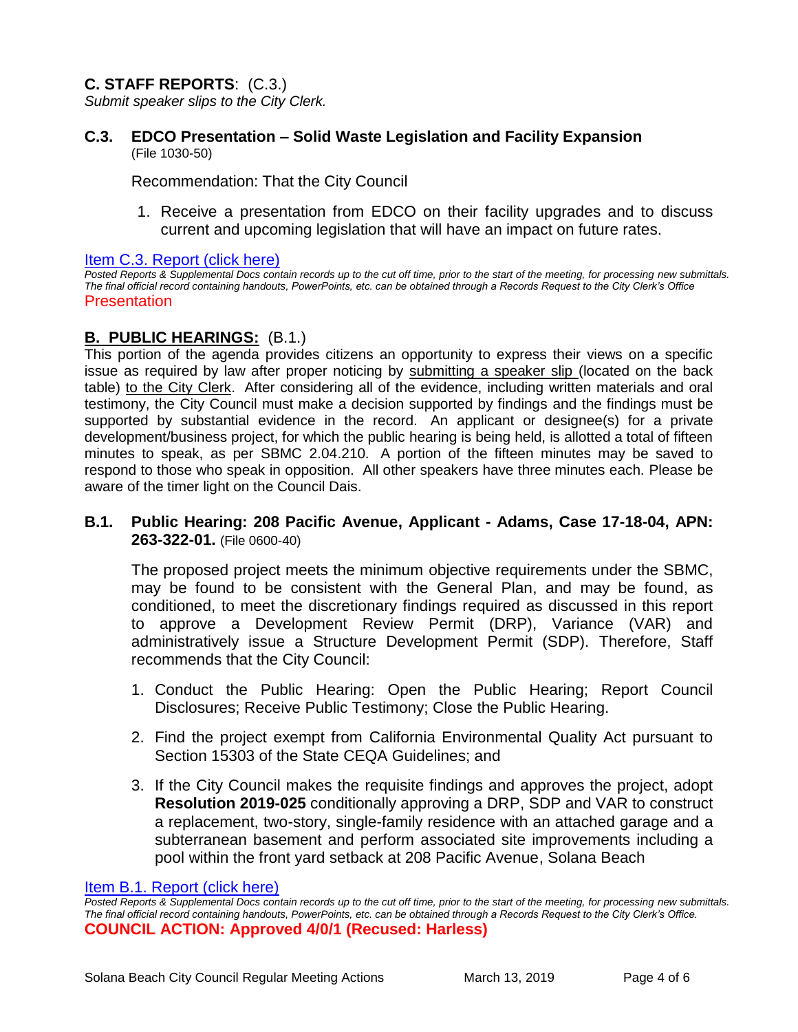## C. STAFF REPORTS: (C.3.)

*Submit speaker slips to the City Clerk.*

### C.3. EDCO Presentation – Solid Waste Legislation and Facility Expansion
(File 1030-50)

Recommendation: That the City Council

1. Receive a presentation from EDCO on their facility upgrades and to discuss current and upcoming legislation that will have an impact on future rates.

[Item C.3. Report (click here)](#)

*Posted Reports & Supplemental Docs contain records up to the cut off time, prior to the start of the meeting, for processing new submittals. The final official record containing handouts, PowerPoints, etc. can be obtained through a Records Request to the City Clerk's Office*

Presentation

## B. PUBLIC HEARINGS: (B.1.)

This portion of the agenda provides citizens an opportunity to express their views on a specific issue as required by law after proper noticing by submitting a speaker slip (located on the back table) to the City Clerk. After considering all of the evidence, including written materials and oral testimony, the City Council must make a decision supported by findings and the findings must be supported by substantial evidence in the record. An applicant or designee(s) for a private development/business project, for which the public hearing is being held, is allotted a total of fifteen minutes to speak, as per SBMC 2.04.210. A portion of the fifteen minutes may be saved to respond to those who speak in opposition. All other speakers have three minutes each. Please be aware of the timer light on the Council Dais.

### B.1. Public Hearing: 208 Pacific Avenue, Applicant - Adams, Case 17-18-04, APN: 263-322-01. (File 0600-40)

The proposed project meets the minimum objective requirements under the SBMC, may be found to be consistent with the General Plan, and may be found, as conditioned, to meet the discretionary findings required as discussed in this report to approve a Development Review Permit (DRP), Variance (VAR) and administratively issue a Structure Development Permit (SDP). Therefore, Staff recommends that the City Council:

1. Conduct the Public Hearing: Open the Public Hearing; Report Council Disclosures; Receive Public Testimony; Close the Public Hearing.
2. Find the project exempt from California Environmental Quality Act pursuant to Section 15303 of the State CEQA Guidelines; and
3. If the City Council makes the requisite findings and approves the project, adopt **Resolution 2019-025** conditionally approving a DRP, SDP and VAR to construct a replacement, two-story, single-family residence with an attached garage and a subterranean basement and perform associated site improvements including a pool within the front yard setback at 208 Pacific Avenue, Solana Beach

[Item B.1. Report (click here)](#)

*Posted Reports & Supplemental Docs contain records up to the cut off time, prior to the start of the meeting, for processing new submittals. The final official record containing handouts, PowerPoints, etc. can be obtained through a Records Request to the City Clerk's Office.*

**COUNCIL ACTION: Approved 4/0/1 (Recused: Harless)**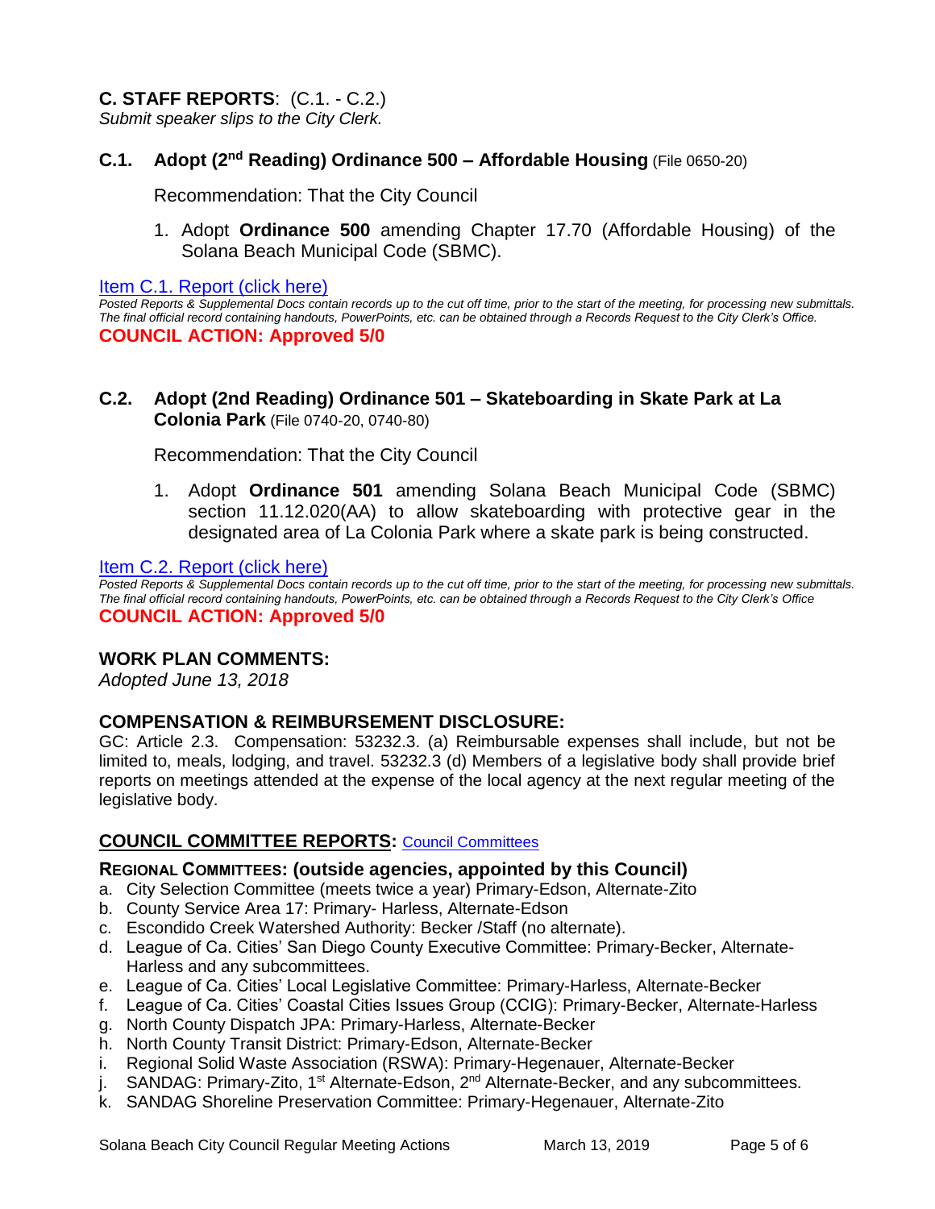## C. STAFF REPORTS: (C.1. - C.2.)

*Submit speaker slips to the City Clerk.*

### C.1. Adopt (2nd Reading) Ordinance 500 – Affordable Housing (File 0650-20)

Recommendation: That the City Council

1. Adopt **Ordinance 500** amending Chapter 17.70 (Affordable Housing) of the Solana Beach Municipal Code (SBMC).

[Item C.1. Report (click here)]

*Posted Reports & Supplemental Docs contain records up to the cut off time, prior to the start of the meeting, for processing new submittals. The final official record containing handouts, PowerPoints, etc. can be obtained through a Records Request to the City Clerk's Office.*

**COUNCIL ACTION: Approved 5/0**

### C.2. Adopt (2nd Reading) Ordinance 501 – Skateboarding in Skate Park at La Colonia Park (File 0740-20, 0740-80)

Recommendation: That the City Council

1. Adopt **Ordinance 501** amending Solana Beach Municipal Code (SBMC) section 11.12.020(AA) to allow skateboarding with protective gear in the designated area of La Colonia Park where a skate park is being constructed.

[Item C.2. Report (click here)]

*Posted Reports & Supplemental Docs contain records up to the cut off time, prior to the start of the meeting, for processing new submittals. The final official record containing handouts, PowerPoints, etc. can be obtained through a Records Request to the City Clerk's Office*

**COUNCIL ACTION: Approved 5/0**

## WORK PLAN COMMENTS:

*Adopted June 13, 2018*

## COMPENSATION & REIMBURSEMENT DISCLOSURE:

GC: Article 2.3. Compensation: 53232.3. (a) Reimbursable expenses shall include, but not be limited to, meals, lodging, and travel. 53232.3 (d) Members of a legislative body shall provide brief reports on meetings attended at the expense of the local agency at the next regular meeting of the legislative body.

## COUNCIL COMMITTEE REPORTS: [Council Committees]

### REGIONAL COMMITTEES: (outside agencies, appointed by this Council)

a. City Selection Committee (meets twice a year) Primary-Edson, Alternate-Zito
b. County Service Area 17: Primary- Harless, Alternate-Edson
c. Escondido Creek Watershed Authority: Becker /Staff (no alternate).
d. League of Ca. Cities' San Diego County Executive Committee: Primary-Becker, Alternate-Harless and any subcommittees.
e. League of Ca. Cities' Local Legislative Committee: Primary-Harless, Alternate-Becker
f. League of Ca. Cities' Coastal Cities Issues Group (CCIG): Primary-Becker, Alternate-Harless
g. North County Dispatch JPA: Primary-Harless, Alternate-Becker
h. North County Transit District: Primary-Edson, Alternate-Becker
i. Regional Solid Waste Association (RSWA): Primary-Hegenauer, Alternate-Becker
j. SANDAG: Primary-Zito, 1st Alternate-Edson, 2nd Alternate-Becker, and any subcommittees.
k. SANDAG Shoreline Preservation Committee: Primary-Hegenauer, Alternate-Zito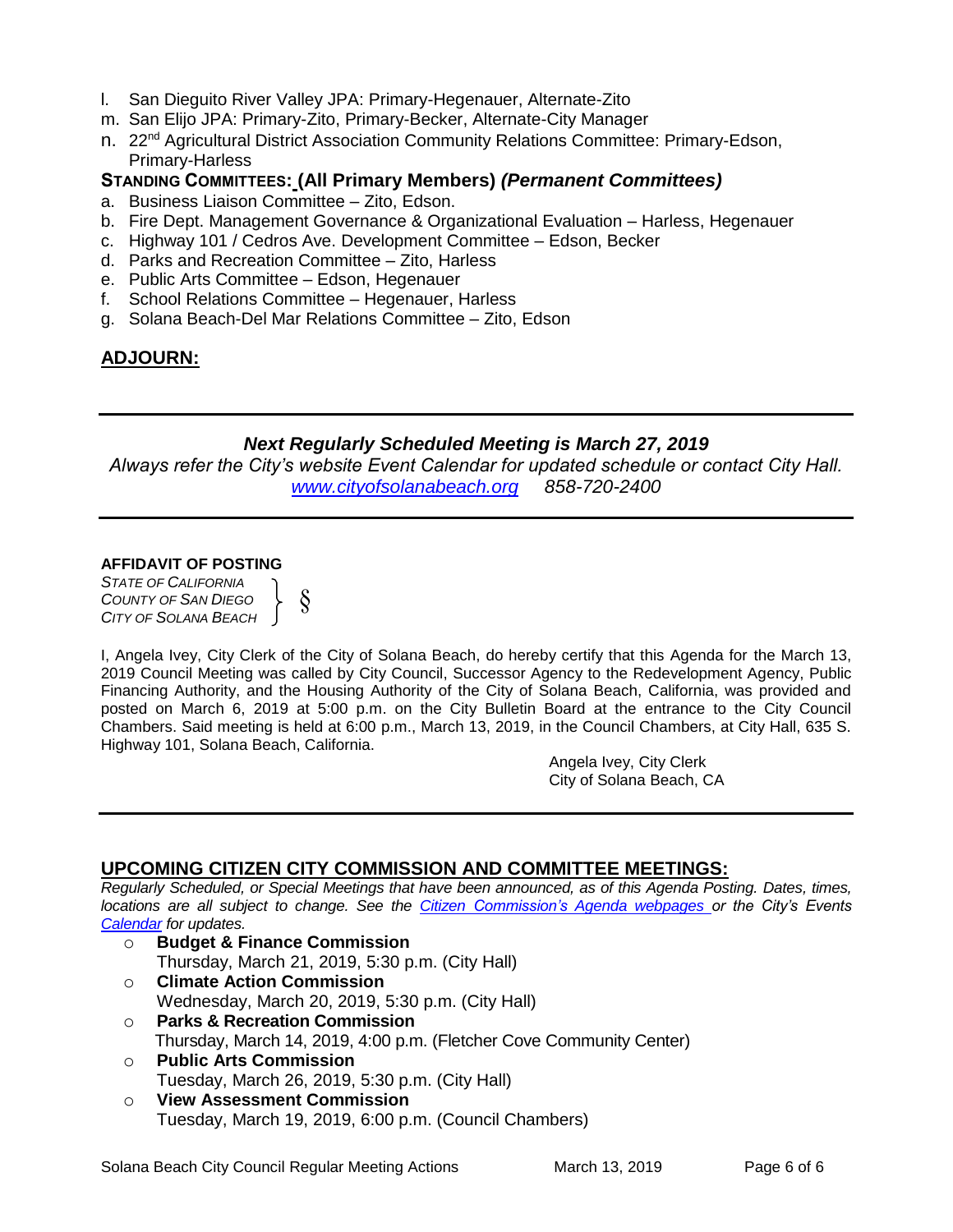l. San Dieguito River Valley JPA: Primary-Hegenauer, Alternate-Zito
m. San Elijo JPA: Primary-Zito, Primary-Becker, Alternate-City Manager
n. 22nd Agricultural District Association Community Relations Committee: Primary-Edson, Primary-Harless

**STANDING COMMITTEES: (All Primary Members)** ***(Permanent Committees)***

a. Business Liaison Committee – Zito, Edson.
b. Fire Dept. Management Governance & Organizational Evaluation – Harless, Hegenauer
c. Highway 101 / Cedros Ave. Development Committee – Edson, Becker
d. Parks and Recreation Committee – Zito, Harless
e. Public Arts Committee – Edson, Hegenauer
f. School Relations Committee – Hegenauer, Harless
g. Solana Beach-Del Mar Relations Committee – Zito, Edson

## ADJOURN:

---

***Next Regularly Scheduled Meeting is March 27, 2019***

*Always refer the City's website Event Calendar for updated schedule or contact City Hall.*
*www.cityofsolanabeach.org 858-720-2400*

---

**AFFIDAVIT OF POSTING**

*STATE OF CALIFORNIA*
*COUNTY OF SAN DIEGO* §
*CITY OF SOLANA BEACH*

I, Angela Ivey, City Clerk of the City of Solana Beach, do hereby certify that this Agenda for the March 13, 2019 Council Meeting was called by City Council, Successor Agency to the Redevelopment Agency, Public Financing Authority, and the Housing Authority of the City of Solana Beach, California, was provided and posted on March 6, 2019 at 5:00 p.m. on the City Bulletin Board at the entrance to the City Council Chambers. Said meeting is held at 6:00 p.m., March 13, 2019, in the Council Chambers, at City Hall, 635 S. Highway 101, Solana Beach, California.

Angela Ivey, City Clerk
City of Solana Beach, CA

---

## UPCOMING CITIZEN CITY COMMISSION AND COMMITTEE MEETINGS:

*Regularly Scheduled, or Special Meetings that have been announced, as of this Agenda Posting. Dates, times, locations are all subject to change. See the Citizen Commission's Agenda webpages or the City's Events Calendar for updates.*

- **Budget & Finance Commission**
  Thursday, March 21, 2019, 5:30 p.m. (City Hall)
- **Climate Action Commission**
  Wednesday, March 20, 2019, 5:30 p.m. (City Hall)
- **Parks & Recreation Commission**
  Thursday, March 14, 2019, 4:00 p.m. (Fletcher Cove Community Center)
- **Public Arts Commission**
  Tuesday, March 26, 2019, 5:30 p.m. (City Hall)
- **View Assessment Commission**
  Tuesday, March 19, 2019, 6:00 p.m. (Council Chambers)